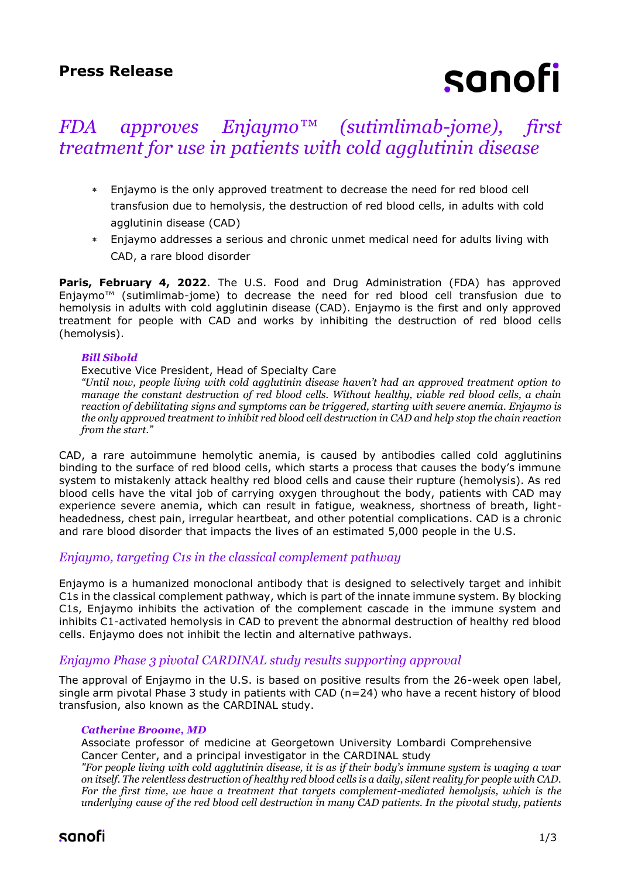**Press Release**

# *FDA approves Enjaymo™ (sutimlimab-jome), first treatment for use in patients with cold agglutinin disease*

* Enjaymo is the only approved treatment to decrease the need for red blood cell transfusion due to hemolysis, the destruction of red blood cells, in adults with cold agglutinin disease (CAD)
* Enjaymo addresses a serious and chronic unmet medical need for adults living with CAD, a rare blood disorder

**Paris, February 4, 2022**. The U.S. Food and Drug Administration (FDA) has approved Enjaymo™ (sutimlimab-jome) to decrease the need for red blood cell transfusion due to hemolysis in adults with cold agglutinin disease (CAD). Enjaymo is the first and only approved treatment for people with CAD and works by inhibiting the destruction of red blood cells (hemolysis).

***Bill Sibold***
Executive Vice President, Head of Specialty Care
*"Until now, people living with cold agglutinin disease haven't had an approved treatment option to manage the constant destruction of red blood cells. Without healthy, viable red blood cells, a chain reaction of debilitating signs and symptoms can be triggered, starting with severe anemia. Enjaymo is the only approved treatment to inhibit red blood cell destruction in CAD and help stop the chain reaction from the start."*

CAD, a rare autoimmune hemolytic anemia, is caused by antibodies called cold agglutinins binding to the surface of red blood cells, which starts a process that causes the body's immune system to mistakenly attack healthy red blood cells and cause their rupture (hemolysis). As red blood cells have the vital job of carrying oxygen throughout the body, patients with CAD may experience severe anemia, which can result in fatigue, weakness, shortness of breath, light-headedness, chest pain, irregular heartbeat, and other potential complications. CAD is a chronic and rare blood disorder that impacts the lives of an estimated 5,000 people in the U.S.

## *Enjaymo, targeting C1s in the classical complement pathway*

Enjaymo is a humanized monoclonal antibody that is designed to selectively target and inhibit C1s in the classical complement pathway, which is part of the innate immune system. By blocking C1s, Enjaymo inhibits the activation of the complement cascade in the immune system and inhibits C1-activated hemolysis in CAD to prevent the abnormal destruction of healthy red blood cells. Enjaymo does not inhibit the lectin and alternative pathways.

## *Enjaymo Phase 3 pivotal CARDINAL study results supporting approval*

The approval of Enjaymo in the U.S. is based on positive results from the 26-week open label, single arm pivotal Phase 3 study in patients with CAD (n=24) who have a recent history of blood transfusion, also known as the CARDINAL study.

***Catherine Broome, MD***
Associate professor of medicine at Georgetown University Lombardi Comprehensive Cancer Center, and a principal investigator in the CARDINAL study
*"For people living with cold agglutinin disease, it is as if their body's immune system is waging a war on itself. The relentless destruction of healthy red blood cells is a daily, silent reality for people with CAD. For the first time, we have a treatment that targets complement-mediated hemolysis, which is the underlying cause of the red blood cell destruction in many CAD patients. In the pivotal study, patients*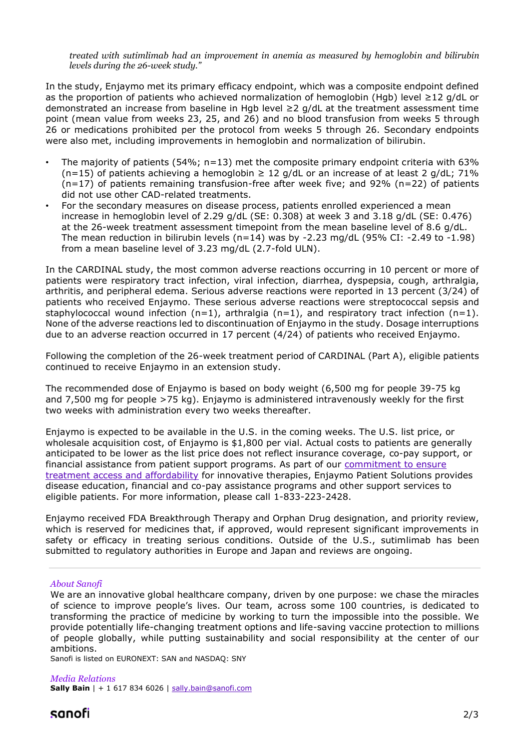*treated with sutimlimab had an improvement in anemia as measured by hemoglobin and bilirubin levels during the 26-week study."*

In the study, Enjaymo met its primary efficacy endpoint, which was a composite endpoint defined as the proportion of patients who achieved normalization of hemoglobin (Hgb) level ≥12 g/dL or demonstrated an increase from baseline in Hgb level ≥2 g/dL at the treatment assessment time point (mean value from weeks 23, 25, and 26) and no blood transfusion from weeks 5 through 26 or medications prohibited per the protocol from weeks 5 through 26. Secondary endpoints were also met, including improvements in hemoglobin and normalization of bilirubin.

- The majority of patients (54%; n=13) met the composite primary endpoint criteria with 63% (n=15) of patients achieving a hemoglobin ≥ 12 g/dL or an increase of at least 2 g/dL; 71% (n=17) of patients remaining transfusion-free after week five; and 92% (n=22) of patients did not use other CAD-related treatments.
- For the secondary measures on disease process, patients enrolled experienced a mean increase in hemoglobin level of 2.29 g/dL (SE: 0.308) at week 3 and 3.18 g/dL (SE: 0.476) at the 26-week treatment assessment timepoint from the mean baseline level of 8.6 g/dL. The mean reduction in bilirubin levels (n=14) was by -2.23 mg/dL (95% CI: -2.49 to -1.98) from a mean baseline level of 3.23 mg/dL (2.7-fold ULN).

In the CARDINAL study, the most common adverse reactions occurring in 10 percent or more of patients were respiratory tract infection, viral infection, diarrhea, dyspepsia, cough, arthralgia, arthritis, and peripheral edema. Serious adverse reactions were reported in 13 percent (3/24) of patients who received Enjaymo. These serious adverse reactions were streptococcal sepsis and staphylococcal wound infection (n=1), arthralgia (n=1), and respiratory tract infection (n=1). None of the adverse reactions led to discontinuation of Enjaymo in the study. Dosage interruptions due to an adverse reaction occurred in 17 percent (4/24) of patients who received Enjaymo.

Following the completion of the 26-week treatment period of CARDINAL (Part A), eligible patients continued to receive Enjaymo in an extension study.

The recommended dose of Enjaymo is based on body weight (6,500 mg for people 39-75 kg and 7,500 mg for people >75 kg). Enjaymo is administered intravenously weekly for the first two weeks with administration every two weeks thereafter.

Enjaymo is expected to be available in the U.S. in the coming weeks. The U.S. list price, or wholesale acquisition cost, of Enjaymo is $1,800 per vial. Actual costs to patients are generally anticipated to be lower as the list price does not reflect insurance coverage, co-pay support, or financial assistance from patient support programs. As part of our commitment to ensure treatment access and affordability for innovative therapies, Enjaymo Patient Solutions provides disease education, financial and co-pay assistance programs and other support services to eligible patients. For more information, please call 1-833-223-2428.

Enjaymo received FDA Breakthrough Therapy and Orphan Drug designation, and priority review, which is reserved for medicines that, if approved, would represent significant improvements in safety or efficacy in treating serious conditions. Outside of the U.S., sutimlimab has been submitted to regulatory authorities in Europe and Japan and reviews are ongoing.

---

*About Sanofi*

We are an innovative global healthcare company, driven by one purpose: we chase the miracles of science to improve people's lives. Our team, across some 100 countries, is dedicated to transforming the practice of medicine by working to turn the impossible into the possible. We provide potentially life-changing treatment options and life-saving vaccine protection to millions of people globally, while putting sustainability and social responsibility at the center of our ambitions.

Sanofi is listed on EURONEXT: SAN and NASDAQ: SNY

*Media Relations*

**Sally Bain** | + 1 617 834 6026 | sally.bain@sanofi.com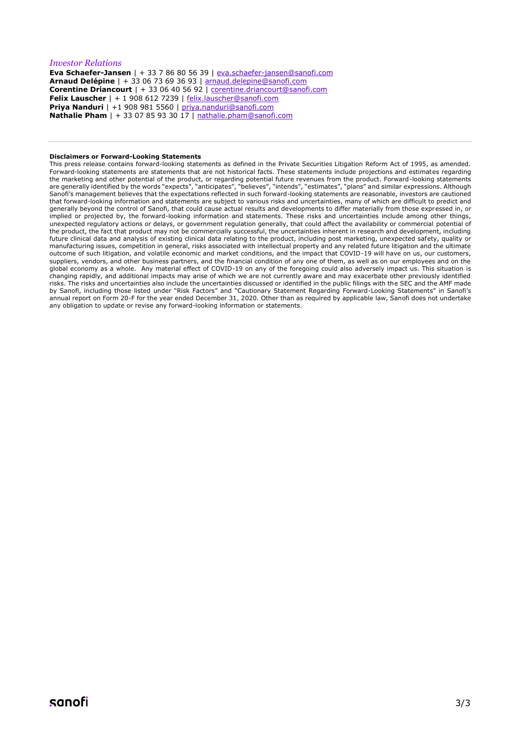*Investor Relations*
**Eva Schaefer-Jansen** | + 33 7 86 80 56 39 | eva.schaefer-jansen@sanofi.com
**Arnaud Delépine** | + 33 06 73 69 36 93 | arnaud.delepine@sanofi.com
**Corentine Driancourt** | + 33 06 40 56 92 | corentine.driancourt@sanofi.com
**Felix Lauscher** | + 1 908 612 7239 | felix.lauscher@sanofi.com
**Priya Nanduri** | +1 908 981 5560 | priya.nanduri@sanofi.com
**Nathalie Pham** | + 33 07 85 93 30 17 | nathalie.pham@sanofi.com

---

**Disclaimers or Forward-Looking Statements**

This press release contains forward-looking statements as defined in the Private Securities Litigation Reform Act of 1995, as amended. Forward-looking statements are statements that are not historical facts. These statements include projections and estimates regarding the marketing and other potential of the product, or regarding potential future revenues from the product. Forward-looking statements are generally identified by the words "expects", "anticipates", "believes", "intends", "estimates", "plans" and similar expressions. Although Sanofi's management believes that the expectations reflected in such forward-looking statements are reasonable, investors are cautioned that forward-looking information and statements are subject to various risks and uncertainties, many of which are difficult to predict and generally beyond the control of Sanofi, that could cause actual results and developments to differ materially from those expressed in, or implied or projected by, the forward-looking information and statements. These risks and uncertainties include among other things, unexpected regulatory actions or delays, or government regulation generally, that could affect the availability or commercial potential of the product, the fact that product may not be commercially successful, the uncertainties inherent in research and development, including future clinical data and analysis of existing clinical data relating to the product, including post marketing, unexpected safety, quality or manufacturing issues, competition in general, risks associated with intellectual property and any related future litigation and the ultimate outcome of such litigation, and volatile economic and market conditions, and the impact that COVID-19 will have on us, our customers, suppliers, vendors, and other business partners, and the financial condition of any one of them, as well as on our employees and on the global economy as a whole. Any material effect of COVID-19 on any of the foregoing could also adversely impact us. This situation is changing rapidly, and additional impacts may arise of which we are not currently aware and may exacerbate other previously identified risks. The risks and uncertainties also include the uncertainties discussed or identified in the public filings with the SEC and the AMF made by Sanofi, including those listed under "Risk Factors" and "Cautionary Statement Regarding Forward-Looking Statements" in Sanofi's annual report on Form 20-F for the year ended December 31, 2020. Other than as required by applicable law, Sanofi does not undertake any obligation to update or revise any forward-looking information or statements.